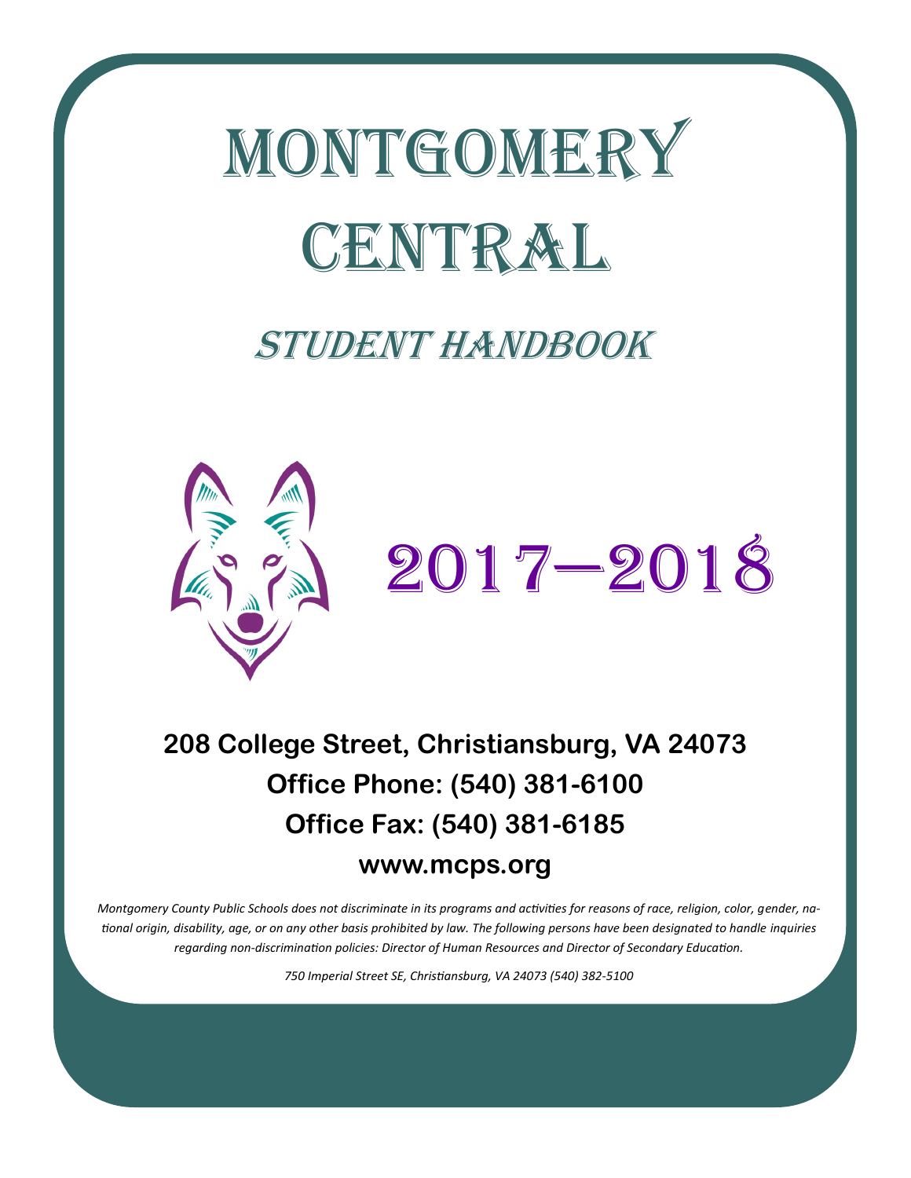# MONTGOMERY CENTRAL

## STUDENT HANDBOOK

# 2017—2018

**208 College Street, Christiansburg, VA 24073**

**Office Phone: (540) 381-6100**

**Office Fax: (540) 381-6185**

**www.mcps.org**

*Montgomery County Public Schools does not discriminate in its programs and activities for reasons of race, religion, color, gender, national origin, disability, age, or on any other basis prohibited by law. The following persons have been designated to handle inquiries regarding non-discrimination policies: Director of Human Resources and Director of Secondary Education.*

*750 Imperial Street SE, Christiansburg, VA 24073 (540) 382-5100*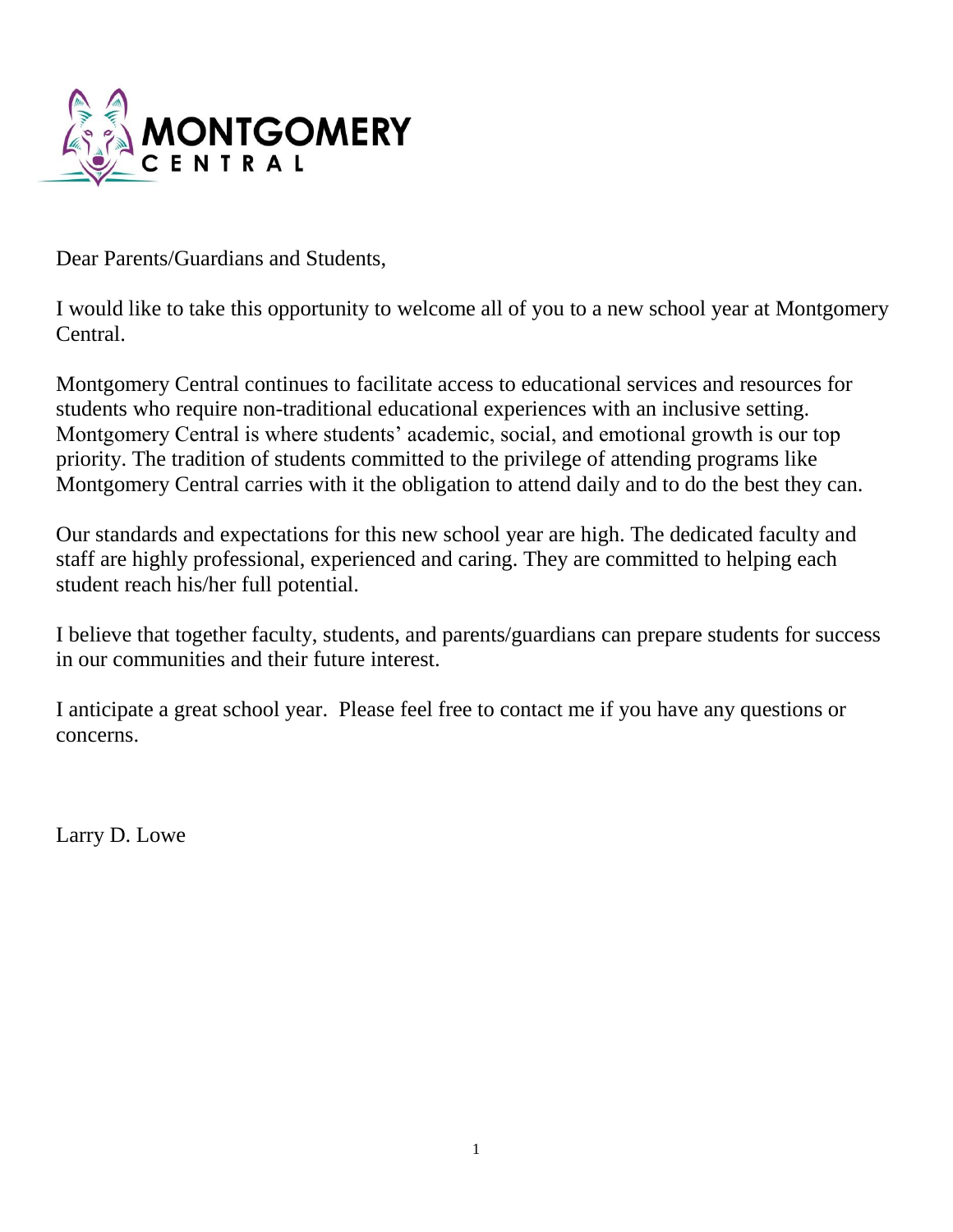MONTGOMERY CENTRAL

Dear Parents/Guardians and Students,

I would like to take this opportunity to welcome all of you to a new school year at Montgomery Central.

Montgomery Central continues to facilitate access to educational services and resources for students who require non-traditional educational experiences with an inclusive setting. Montgomery Central is where students' academic, social, and emotional growth is our top priority. The tradition of students committed to the privilege of attending programs like Montgomery Central carries with it the obligation to attend daily and to do the best they can.

Our standards and expectations for this new school year are high. The dedicated faculty and staff are highly professional, experienced and caring. They are committed to helping each student reach his/her full potential.

I believe that together faculty, students, and parents/guardians can prepare students for success in our communities and their future interest.

I anticipate a great school year. Please feel free to contact me if you have any questions or concerns.

Larry D. Lowe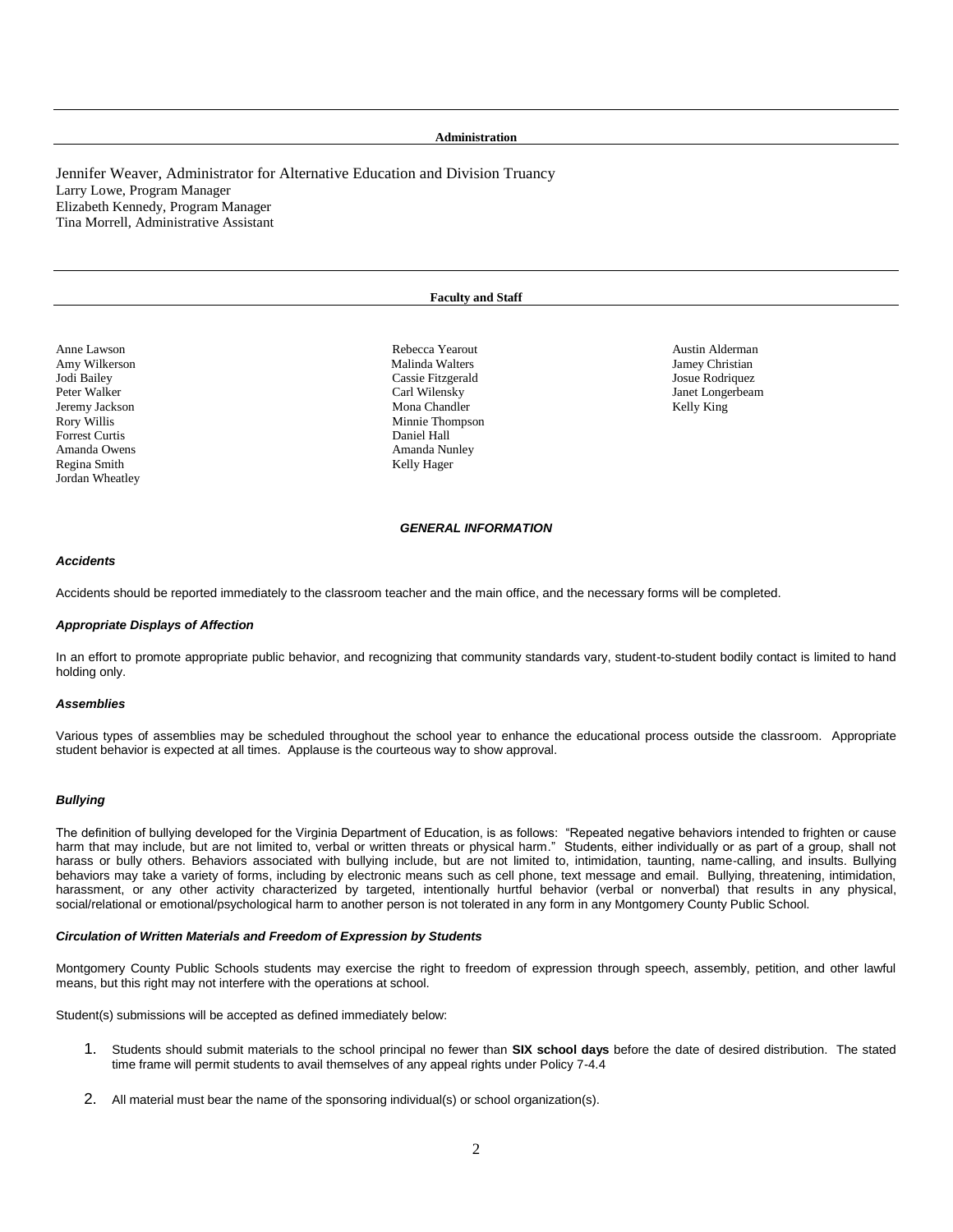## Administration

Jennifer Weaver, Administrator for Alternative Education and Division Truancy
Larry Lowe, Program Manager
Elizabeth Kennedy, Program Manager
Tina Morrell, Administrative Assistant

## Faculty and Staff

Anne Lawson
Amy Wilkerson
Jodi Bailey
Peter Walker
Jeremy Jackson
Rory Willis
Forrest Curtis
Amanda Owens
Regina Smith
Jordan Wheatley
Rebecca Yearout
Malinda Walters
Cassie Fitzgerald
Carl Wilensky
Mona Chandler
Minnie Thompson
Daniel Hall
Amanda Nunley
Kelly Hager
Austin Alderman
Jamey Christian
Josue Rodriquez
Janet Longerbeam
Kelly King

## *GENERAL INFORMATION*

### *Accidents*

Accidents should be reported immediately to the classroom teacher and the main office, and the necessary forms will be completed.

### *Appropriate Displays of Affection*

In an effort to promote appropriate public behavior, and recognizing that community standards vary, student-to-student bodily contact is limited to hand holding only.

### *Assemblies*

Various types of assemblies may be scheduled throughout the school year to enhance the educational process outside the classroom. Appropriate student behavior is expected at all times. Applause is the courteous way to show approval.

### *Bullying*

The definition of bullying developed for the Virginia Department of Education, is as follows: "Repeated negative behaviors intended to frighten or cause harm that may include, but are not limited to, verbal or written threats or physical harm." Students, either individually or as part of a group, shall not harass or bully others. Behaviors associated with bullying include, but are not limited to, intimidation, taunting, name-calling, and insults. Bullying behaviors may take a variety of forms, including by electronic means such as cell phone, text message and email. Bullying, threatening, intimidation, harassment, or any other activity characterized by targeted, intentionally hurtful behavior (verbal or nonverbal) that results in any physical, social/relational or emotional/psychological harm to another person is not tolerated in any form in any Montgomery County Public School.

### *Circulation of Written Materials and Freedom of Expression by Students*

Montgomery County Public Schools students may exercise the right to freedom of expression through speech, assembly, petition, and other lawful means, but this right may not interfere with the operations at school.

Student(s) submissions will be accepted as defined immediately below:

1. Students should submit materials to the school principal no fewer than **SIX school days** before the date of desired distribution. The stated time frame will permit students to avail themselves of any appeal rights under Policy 7-4.4
2. All material must bear the name of the sponsoring individual(s) or school organization(s).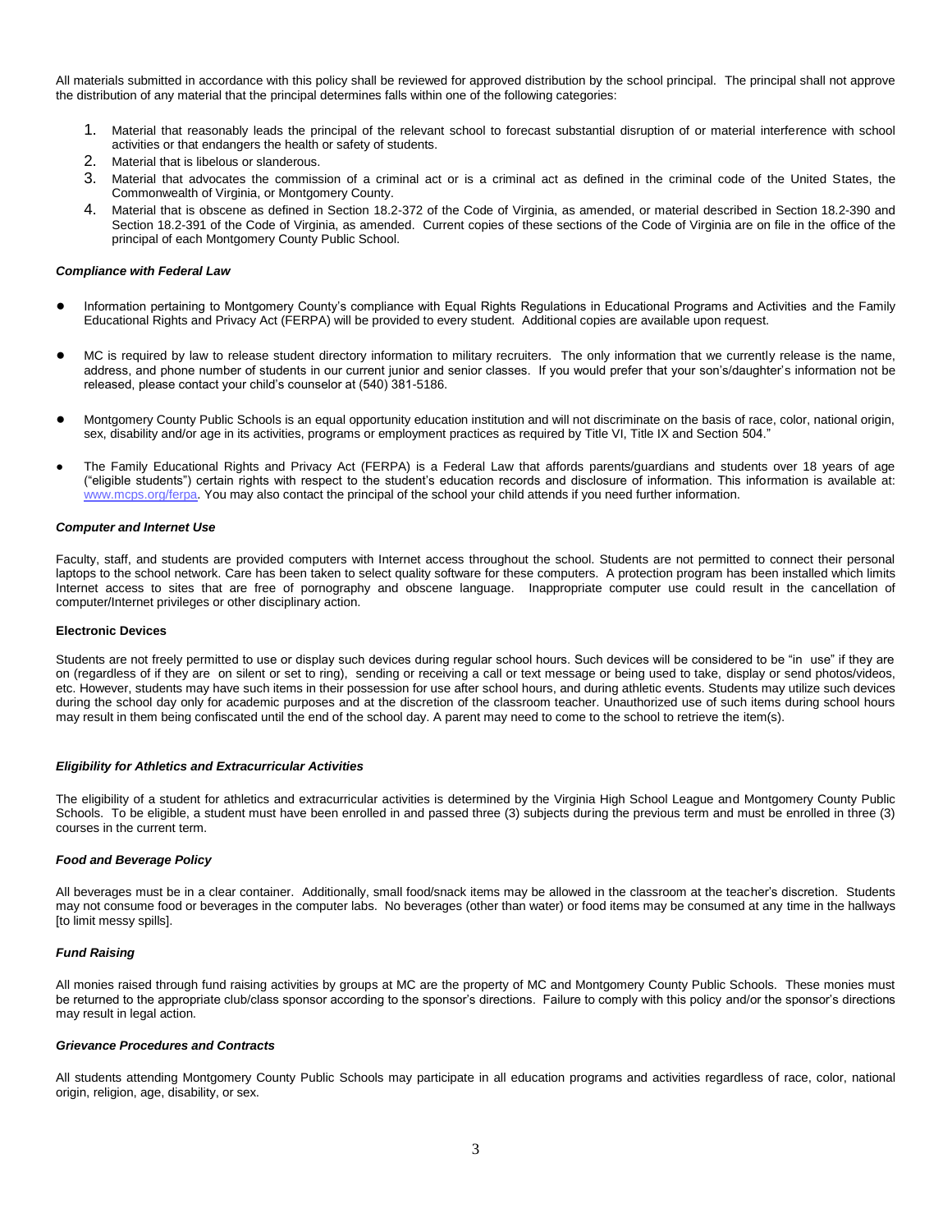All materials submitted in accordance with this policy shall be reviewed for approved distribution by the school principal. The principal shall not approve the distribution of any material that the principal determines falls within one of the following categories:

1. Material that reasonably leads the principal of the relevant school to forecast substantial disruption of or material interference with school activities or that endangers the health or safety of students.
2. Material that is libelous or slanderous.
3. Material that advocates the commission of a criminal act or is a criminal act as defined in the criminal code of the United States, the Commonwealth of Virginia, or Montgomery County.
4. Material that is obscene as defined in Section 18.2-372 of the Code of Virginia, as amended, or material described in Section 18.2-390 and Section 18.2-391 of the Code of Virginia, as amended. Current copies of these sections of the Code of Virginia are on file in the office of the principal of each Montgomery County Public School.

### *Compliance with Federal Law*

- Information pertaining to Montgomery County's compliance with Equal Rights Regulations in Educational Programs and Activities and the Family Educational Rights and Privacy Act (FERPA) will be provided to every student. Additional copies are available upon request.

- MC is required by law to release student directory information to military recruiters. The only information that we currently release is the name, address, and phone number of students in our current junior and senior classes. If you would prefer that your son's/daughter's information not be released, please contact your child's counselor at (540) 381-5186.

- Montgomery County Public Schools is an equal opportunity education institution and will not discriminate on the basis of race, color, national origin, sex, disability and/or age in its activities, programs or employment practices as required by Title VI, Title IX and Section 504."

- The Family Educational Rights and Privacy Act (FERPA) is a Federal Law that affords parents/guardians and students over 18 years of age ("eligible students") certain rights with respect to the student's education records and disclosure of information. This information is available at: www.mcps.org/ferpa. You may also contact the principal of the school your child attends if you need further information.

### *Computer and Internet Use*

Faculty, staff, and students are provided computers with Internet access throughout the school. Students are not permitted to connect their personal laptops to the school network. Care has been taken to select quality software for these computers. A protection program has been installed which limits Internet access to sites that are free of pornography and obscene language. Inappropriate computer use could result in the cancellation of computer/Internet privileges or other disciplinary action.

### **Electronic Devices**

Students are not freely permitted to use or display such devices during regular school hours. Such devices will be considered to be "in use" if they are on (regardless of if they are on silent or set to ring), sending or receiving a call or text message or being used to take, display or send photos/videos, etc. However, students may have such items in their possession for use after school hours, and during athletic events. Students may utilize such devices during the school day only for academic purposes and at the discretion of the classroom teacher. Unauthorized use of such items during school hours may result in them being confiscated until the end of the school day. A parent may need to come to the school to retrieve the item(s).

### *Eligibility for Athletics and Extracurricular Activities*

The eligibility of a student for athletics and extracurricular activities is determined by the Virginia High School League and Montgomery County Public Schools. To be eligible, a student must have been enrolled in and passed three (3) subjects during the previous term and must be enrolled in three (3) courses in the current term.

### *Food and Beverage Policy*

All beverages must be in a clear container. Additionally, small food/snack items may be allowed in the classroom at the teacher's discretion. Students may not consume food or beverages in the computer labs. No beverages (other than water) or food items may be consumed at any time in the hallways [to limit messy spills].

### *Fund Raising*

All monies raised through fund raising activities by groups at MC are the property of MC and Montgomery County Public Schools. These monies must be returned to the appropriate club/class sponsor according to the sponsor's directions. Failure to comply with this policy and/or the sponsor's directions may result in legal action.

### *Grievance Procedures and Contracts*

All students attending Montgomery County Public Schools may participate in all education programs and activities regardless of race, color, national origin, religion, age, disability, or sex.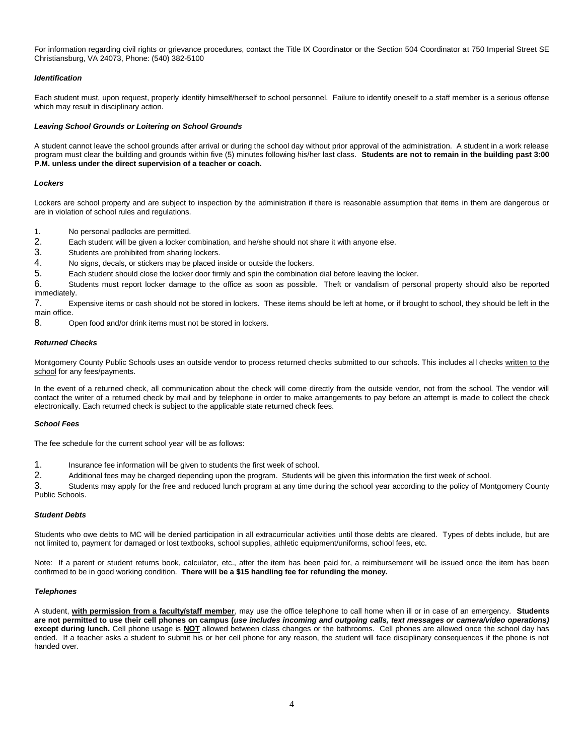For information regarding civil rights or grievance procedures, contact the Title IX Coordinator or the Section 504 Coordinator at 750 Imperial Street SE Christiansburg, VA 24073, Phone: (540) 382-5100

### *Identification*

Each student must, upon request, properly identify himself/herself to school personnel. Failure to identify oneself to a staff member is a serious offense which may result in disciplinary action.

### *Leaving School Grounds or Loitering on School Grounds*

A student cannot leave the school grounds after arrival or during the school day without prior approval of the administration. A student in a work release program must clear the building and grounds within five (5) minutes following his/her last class. **Students are not to remain in the building past 3:00 P.M. unless under the direct supervision of a teacher or coach.**

### *Lockers*

Lockers are school property and are subject to inspection by the administration if there is reasonable assumption that items in them are dangerous or are in violation of school rules and regulations.

1. No personal padlocks are permitted.
2. Each student will be given a locker combination, and he/she should not share it with anyone else.
3. Students are prohibited from sharing lockers.
4. No signs, decals, or stickers may be placed inside or outside the lockers.
5. Each student should close the locker door firmly and spin the combination dial before leaving the locker.
6. Students must report locker damage to the office as soon as possible. Theft or vandalism of personal property should also be reported immediately.
7. Expensive items or cash should not be stored in lockers. These items should be left at home, or if brought to school, they should be left in the main office.
8. Open food and/or drink items must not be stored in lockers.

### *Returned Checks*

Montgomery County Public Schools uses an outside vendor to process returned checks submitted to our schools. This includes all checks written to the school for any fees/payments.

In the event of a returned check, all communication about the check will come directly from the outside vendor, not from the school. The vendor will contact the writer of a returned check by mail and by telephone in order to make arrangements to pay before an attempt is made to collect the check electronically. Each returned check is subject to the applicable state returned check fees.

### *School Fees*

The fee schedule for the current school year will be as follows:

1. Insurance fee information will be given to students the first week of school.
2. Additional fees may be charged depending upon the program. Students will be given this information the first week of school.
3. Students may apply for the free and reduced lunch program at any time during the school year according to the policy of Montgomery County Public Schools.

### *Student Debts*

Students who owe debts to MC will be denied participation in all extracurricular activities until those debts are cleared. Types of debts include, but are not limited to, payment for damaged or lost textbooks, school supplies, athletic equipment/uniforms, school fees, etc.

Note: If a parent or student returns book, calculator, etc., after the item has been paid for, a reimbursement will be issued once the item has been confirmed to be in good working condition. **There will be a $15 handling fee for refunding the money.**

### *Telephones*

A student, **with permission from a faculty/staff member**, may use the office telephone to call home when ill or in case of an emergency. **Students are not permitted to use their cell phones on campus (*use includes incoming and outgoing calls, text messages or camera/video operations)* except during lunch.** Cell phone usage is **NOT** allowed between class changes or the bathrooms. Cell phones are allowed once the school day has ended. If a teacher asks a student to submit his or her cell phone for any reason, the student will face disciplinary consequences if the phone is not handed over.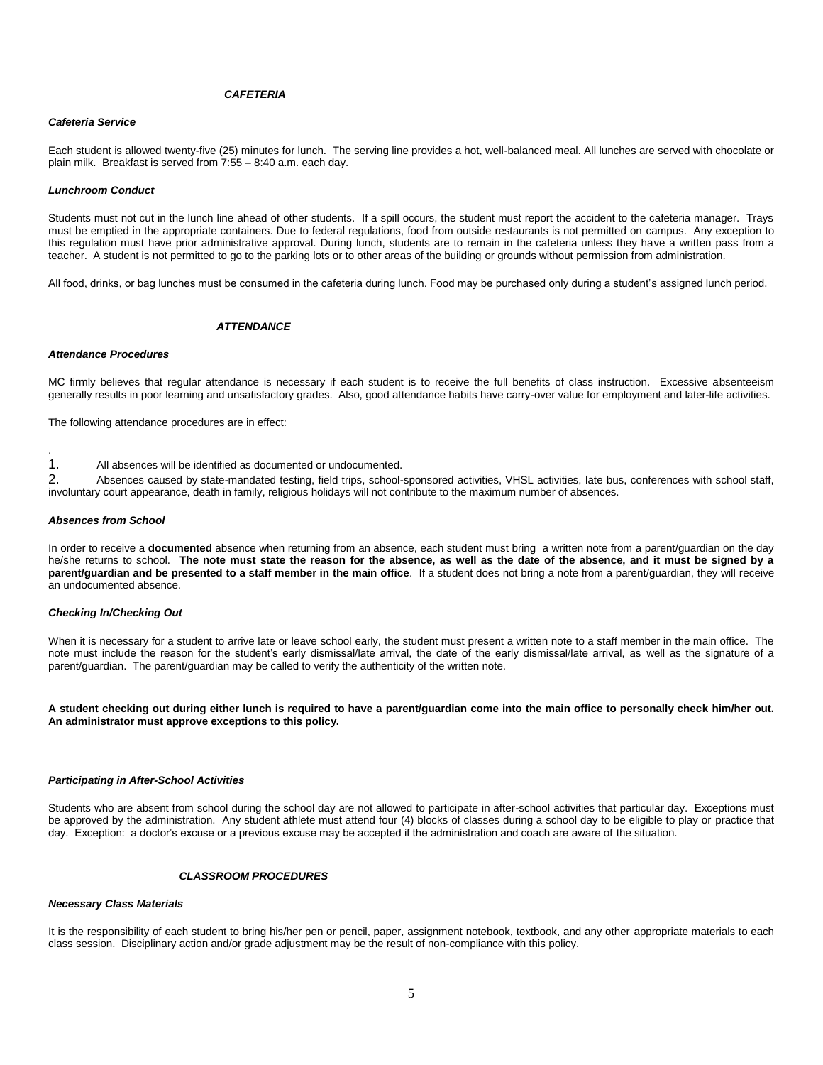## *CAFETERIA*

### *Cafeteria Service*

Each student is allowed twenty-five (25) minutes for lunch. The serving line provides a hot, well-balanced meal. All lunches are served with chocolate or plain milk. Breakfast is served from 7:55 – 8:40 a.m. each day.

### *Lunchroom Conduct*

Students must not cut in the lunch line ahead of other students. If a spill occurs, the student must report the accident to the cafeteria manager. Trays must be emptied in the appropriate containers. Due to federal regulations, food from outside restaurants is not permitted on campus. Any exception to this regulation must have prior administrative approval. During lunch, students are to remain in the cafeteria unless they have a written pass from a teacher. A student is not permitted to go to the parking lots or to other areas of the building or grounds without permission from administration.

All food, drinks, or bag lunches must be consumed in the cafeteria during lunch. Food may be purchased only during a student's assigned lunch period.

## *ATTENDANCE*

### *Attendance Procedures*

MC firmly believes that regular attendance is necessary if each student is to receive the full benefits of class instruction. Excessive absenteeism generally results in poor learning and unsatisfactory grades. Also, good attendance habits have carry-over value for employment and later-life activities.

The following attendance procedures are in effect:

1. All absences will be identified as documented or undocumented.
2. Absences caused by state-mandated testing, field trips, school-sponsored activities, VHSL activities, late bus, conferences with school staff, involuntary court appearance, death in family, religious holidays will not contribute to the maximum number of absences.

### *Absences from School*

In order to receive a **documented** absence when returning from an absence, each student must bring a written note from a parent/guardian on the day he/she returns to school. **The note must state the reason for the absence, as well as the date of the absence, and it must be signed by a parent/guardian and be presented to a staff member in the main office**. If a student does not bring a note from a parent/guardian, they will receive an undocumented absence.

### *Checking In/Checking Out*

When it is necessary for a student to arrive late or leave school early, the student must present a written note to a staff member in the main office. The note must include the reason for the student's early dismissal/late arrival, the date of the early dismissal/late arrival, as well as the signature of a parent/guardian. The parent/guardian may be called to verify the authenticity of the written note.

**A student checking out during either lunch is required to have a parent/guardian come into the main office to personally check him/her out. An administrator must approve exceptions to this policy.**

### *Participating in After-School Activities*

Students who are absent from school during the school day are not allowed to participate in after-school activities that particular day. Exceptions must be approved by the administration. Any student athlete must attend four (4) blocks of classes during a school day to be eligible to play or practice that day. Exception: a doctor's excuse or a previous excuse may be accepted if the administration and coach are aware of the situation.

## *CLASSROOM PROCEDURES*

### *Necessary Class Materials*

It is the responsibility of each student to bring his/her pen or pencil, paper, assignment notebook, textbook, and any other appropriate materials to each class session. Disciplinary action and/or grade adjustment may be the result of non-compliance with this policy.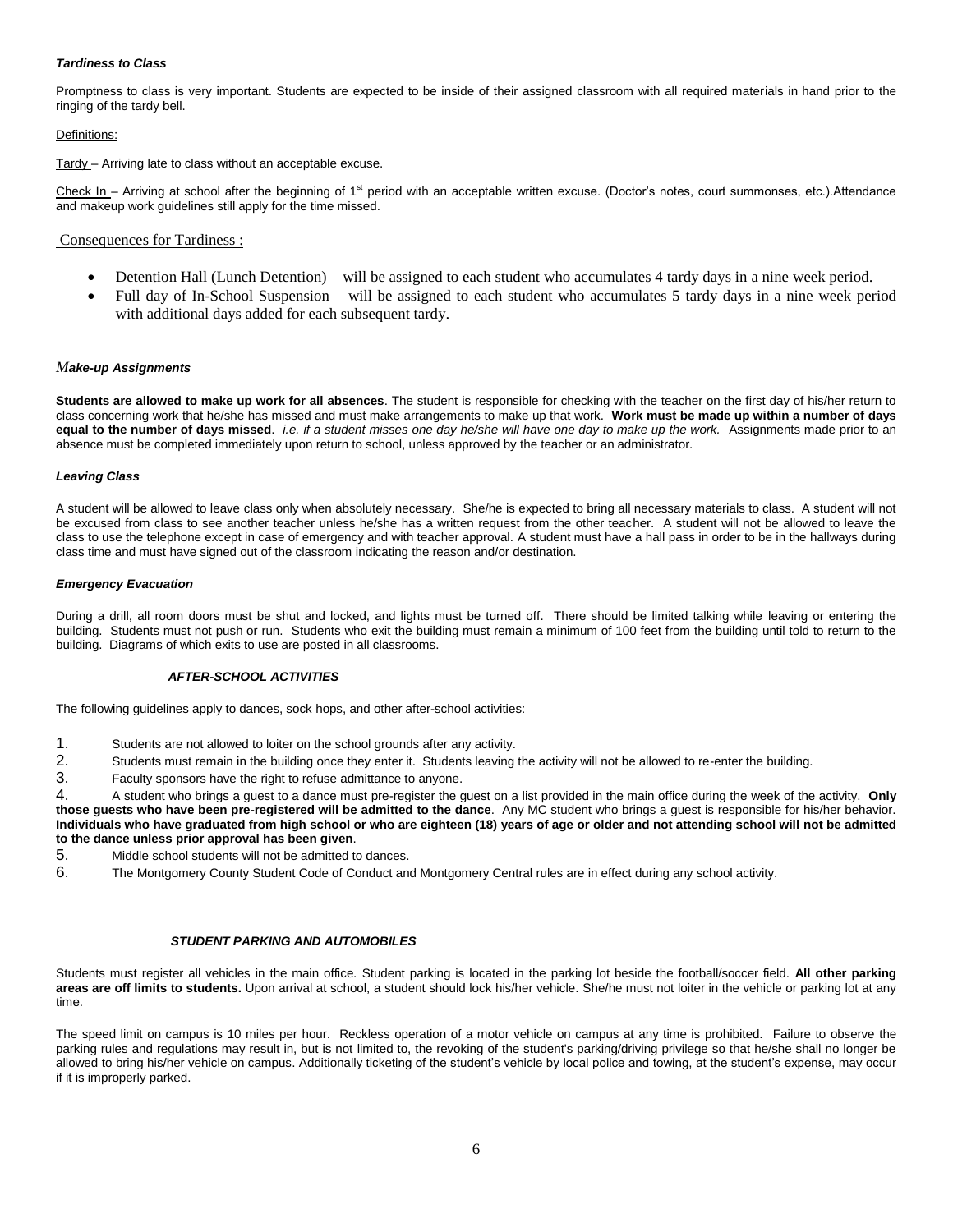### *Tardiness to Class*

Promptness to class is very important. Students are expected to be inside of their assigned classroom with all required materials in hand prior to the ringing of the tardy bell.

Definitions:

Tardy – Arriving late to class without an acceptable excuse.

Check In – Arriving at school after the beginning of 1st period with an acceptable written excuse. (Doctor's notes, court summonses, etc.).Attendance and makeup work guidelines still apply for the time missed.

Consequences for Tardiness :

- Detention Hall (Lunch Detention) – will be assigned to each student who accumulates 4 tardy days in a nine week period.
- Full day of In-School Suspension – will be assigned to each student who accumulates 5 tardy days in a nine week period with additional days added for each subsequent tardy.

### *Make-up Assignments*

**Students are allowed to make up work for all absences**. The student is responsible for checking with the teacher on the first day of his/her return to class concerning work that he/she has missed and must make arrangements to make up that work. **Work must be made up within a number of days equal to the number of days missed**. *i.e. if a student misses one day he/she will have one day to make up the work.* Assignments made prior to an absence must be completed immediately upon return to school, unless approved by the teacher or an administrator.

### *Leaving Class*

A student will be allowed to leave class only when absolutely necessary. She/he is expected to bring all necessary materials to class. A student will not be excused from class to see another teacher unless he/she has a written request from the other teacher. A student will not be allowed to leave the class to use the telephone except in case of emergency and with teacher approval. A student must have a hall pass in order to be in the hallways during class time and must have signed out of the classroom indicating the reason and/or destination.

### *Emergency Evacuation*

During a drill, all room doors must be shut and locked, and lights must be turned off. There should be limited talking while leaving or entering the building. Students must not push or run. Students who exit the building must remain a minimum of 100 feet from the building until told to return to the building. Diagrams of which exits to use are posted in all classrooms.

## *AFTER-SCHOOL ACTIVITIES*

The following guidelines apply to dances, sock hops, and other after-school activities:

1. Students are not allowed to loiter on the school grounds after any activity.
2. Students must remain in the building once they enter it. Students leaving the activity will not be allowed to re-enter the building.
3. Faculty sponsors have the right to refuse admittance to anyone.
4. A student who brings a guest to a dance must pre-register the guest on a list provided in the main office during the week of the activity. **Only those guests who have been pre-registered will be admitted to the dance**. Any MC student who brings a guest is responsible for his/her behavior. **Individuals who have graduated from high school or who are eighteen (18) years of age or older and not attending school will not be admitted to the dance unless prior approval has been given**.
5. Middle school students will not be admitted to dances.
6. The Montgomery County Student Code of Conduct and Montgomery Central rules are in effect during any school activity.

## *STUDENT PARKING AND AUTOMOBILES*

Students must register all vehicles in the main office. Student parking is located in the parking lot beside the football/soccer field. **All other parking areas are off limits to students.** Upon arrival at school, a student should lock his/her vehicle. She/he must not loiter in the vehicle or parking lot at any time.

The speed limit on campus is 10 miles per hour. Reckless operation of a motor vehicle on campus at any time is prohibited. Failure to observe the parking rules and regulations may result in, but is not limited to, the revoking of the student's parking/driving privilege so that he/she shall no longer be allowed to bring his/her vehicle on campus. Additionally ticketing of the student's vehicle by local police and towing, at the student's expense, may occur if it is improperly parked.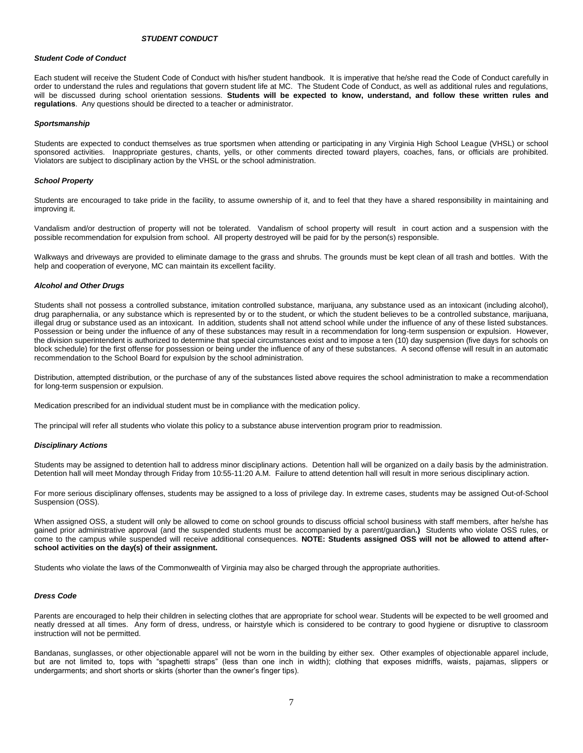## *STUDENT CONDUCT*

### *Student Code of Conduct*

Each student will receive the Student Code of Conduct with his/her student handbook. It is imperative that he/she read the Code of Conduct carefully in order to understand the rules and regulations that govern student life at MC. The Student Code of Conduct, as well as additional rules and regulations, will be discussed during school orientation sessions. **Students will be expected to know, understand, and follow these written rules and regulations**. Any questions should be directed to a teacher or administrator.

### *Sportsmanship*

Students are expected to conduct themselves as true sportsmen when attending or participating in any Virginia High School League (VHSL) or school sponsored activities. Inappropriate gestures, chants, yells, or other comments directed toward players, coaches, fans, or officials are prohibited. Violators are subject to disciplinary action by the VHSL or the school administration.

### *School Property*

Students are encouraged to take pride in the facility, to assume ownership of it, and to feel that they have a shared responsibility in maintaining and improving it.

Vandalism and/or destruction of property will not be tolerated. Vandalism of school property will result in court action and a suspension with the possible recommendation for expulsion from school. All property destroyed will be paid for by the person(s) responsible.

Walkways and driveways are provided to eliminate damage to the grass and shrubs. The grounds must be kept clean of all trash and bottles. With the help and cooperation of everyone, MC can maintain its excellent facility.

### *Alcohol and Other Drugs*

Students shall not possess a controlled substance, imitation controlled substance, marijuana, any substance used as an intoxicant (including alcohol), drug paraphernalia, or any substance which is represented by or to the student, or which the student believes to be a controlled substance, marijuana, illegal drug or substance used as an intoxicant. In addition, students shall not attend school while under the influence of any of these listed substances. Possession or being under the influence of any of these substances may result in a recommendation for long-term suspension or expulsion. However, the division superintendent is authorized to determine that special circumstances exist and to impose a ten (10) day suspension (five days for schools on block schedule) for the first offense for possession or being under the influence of any of these substances. A second offense will result in an automatic recommendation to the School Board for expulsion by the school administration.

Distribution, attempted distribution, or the purchase of any of the substances listed above requires the school administration to make a recommendation for long-term suspension or expulsion.

Medication prescribed for an individual student must be in compliance with the medication policy.

The principal will refer all students who violate this policy to a substance abuse intervention program prior to readmission.

### *Disciplinary Actions*

Students may be assigned to detention hall to address minor disciplinary actions. Detention hall will be organized on a daily basis by the administration. Detention hall will meet Monday through Friday from 10:55-11:20 A.M. Failure to attend detention hall will result in more serious disciplinary action.

For more serious disciplinary offenses, students may be assigned to a loss of privilege day. In extreme cases, students may be assigned Out-of-School Suspension (OSS).

When assigned OSS, a student will only be allowed to come on school grounds to discuss official school business with staff members, after he/she has gained prior administrative approval (and the suspended students must be accompanied by a parent/guardian**.)** Students who violate OSS rules, or come to the campus while suspended will receive additional consequences. **NOTE: Students assigned OSS will not be allowed to attend after-school activities on the day(s) of their assignment.**

Students who violate the laws of the Commonwealth of Virginia may also be charged through the appropriate authorities.

### *Dress Code*

Parents are encouraged to help their children in selecting clothes that are appropriate for school wear. Students will be expected to be well groomed and neatly dressed at all times. Any form of dress, undress, or hairstyle which is considered to be contrary to good hygiene or disruptive to classroom instruction will not be permitted.

Bandanas, sunglasses, or other objectionable apparel will not be worn in the building by either sex. Other examples of objectionable apparel include, but are not limited to, tops with "spaghetti straps" (less than one inch in width); clothing that exposes midriffs, waists, pajamas, slippers or undergarments; and short shorts or skirts (shorter than the owner's finger tips).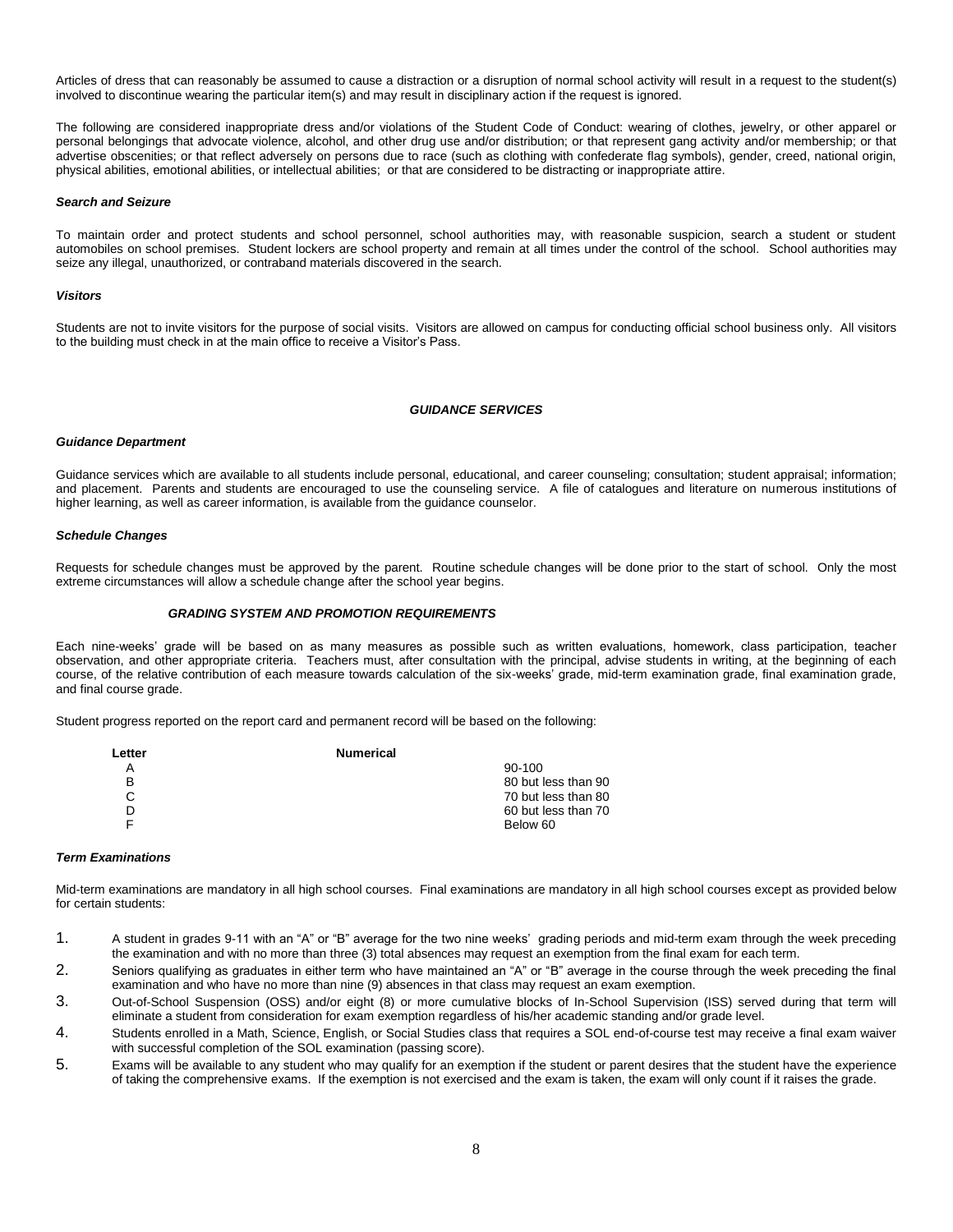Articles of dress that can reasonably be assumed to cause a distraction or a disruption of normal school activity will result in a request to the student(s) involved to discontinue wearing the particular item(s) and may result in disciplinary action if the request is ignored.

The following are considered inappropriate dress and/or violations of the Student Code of Conduct: wearing of clothes, jewelry, or other apparel or personal belongings that advocate violence, alcohol, and other drug use and/or distribution; or that represent gang activity and/or membership; or that advertise obscenities; or that reflect adversely on persons due to race (such as clothing with confederate flag symbols), gender, creed, national origin, physical abilities, emotional abilities, or intellectual abilities; or that are considered to be distracting or inappropriate attire.

### *Search and Seizure*

To maintain order and protect students and school personnel, school authorities may, with reasonable suspicion, search a student or student automobiles on school premises. Student lockers are school property and remain at all times under the control of the school. School authorities may seize any illegal, unauthorized, or contraband materials discovered in the search.

### *Visitors*

Students are not to invite visitors for the purpose of social visits. Visitors are allowed on campus for conducting official school business only. All visitors to the building must check in at the main office to receive a Visitor's Pass.

## *GUIDANCE SERVICES*

### *Guidance Department*

Guidance services which are available to all students include personal, educational, and career counseling; consultation; student appraisal; information; and placement. Parents and students are encouraged to use the counseling service. A file of catalogues and literature on numerous institutions of higher learning, as well as career information, is available from the guidance counselor.

### *Schedule Changes*

Requests for schedule changes must be approved by the parent. Routine schedule changes will be done prior to the start of school. Only the most extreme circumstances will allow a schedule change after the school year begins.

## *GRADING SYSTEM AND PROMOTION REQUIREMENTS*

Each nine-weeks' grade will be based on as many measures as possible such as written evaluations, homework, class participation, teacher observation, and other appropriate criteria. Teachers must, after consultation with the principal, advise students in writing, at the beginning of each course, of the relative contribution of each measure towards calculation of the six-weeks' grade, mid-term examination grade, final examination grade, and final course grade.

Student progress reported on the report card and permanent record will be based on the following:

| Letter | Numerical |
|---|---|
| A | 90-100 |
| B | 80 but less than 90 |
| C | 70 but less than 80 |
| D | 60 but less than 70 |
| F | Below 60 |

### *Term Examinations*

Mid-term examinations are mandatory in all high school courses. Final examinations are mandatory in all high school courses except as provided below for certain students:

1. A student in grades 9-11 with an "A" or "B" average for the two nine weeks' grading periods and mid-term exam through the week preceding the examination and with no more than three (3) total absences may request an exemption from the final exam for each term.
2. Seniors qualifying as graduates in either term who have maintained an "A" or "B" average in the course through the week preceding the final examination and who have no more than nine (9) absences in that class may request an exam exemption.
3. Out-of-School Suspension (OSS) and/or eight (8) or more cumulative blocks of In-School Supervision (ISS) served during that term will eliminate a student from consideration for exam exemption regardless of his/her academic standing and/or grade level.
4. Students enrolled in a Math, Science, English, or Social Studies class that requires a SOL end-of-course test may receive a final exam waiver with successful completion of the SOL examination (passing score).
5. Exams will be available to any student who may qualify for an exemption if the student or parent desires that the student have the experience of taking the comprehensive exams. If the exemption is not exercised and the exam is taken, the exam will only count if it raises the grade.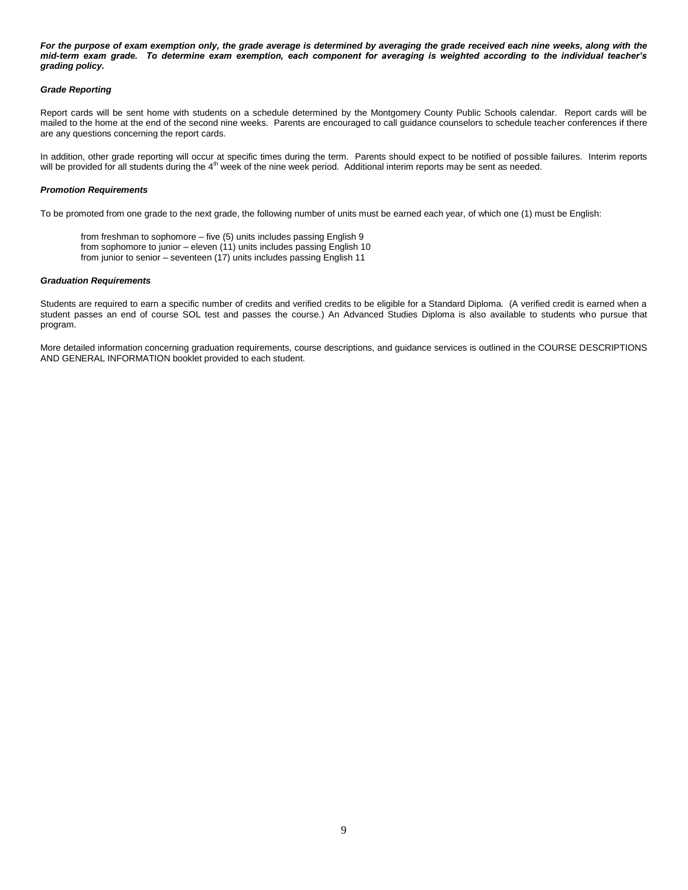***For the purpose of exam exemption only, the grade average is determined by averaging the grade received each nine weeks, along with the mid-term exam grade. To determine exam exemption, each component for averaging is weighted according to the individual teacher's grading policy.***

***Grade Reporting***

Report cards will be sent home with students on a schedule determined by the Montgomery County Public Schools calendar. Report cards will be mailed to the home at the end of the second nine weeks. Parents are encouraged to call guidance counselors to schedule teacher conferences if there are any questions concerning the report cards.

In addition, other grade reporting will occur at specific times during the term. Parents should expect to be notified of possible failures. Interim reports will be provided for all students during the 4th week of the nine week period. Additional interim reports may be sent as needed.

***Promotion Requirements***

To be promoted from one grade to the next grade, the following number of units must be earned each year, of which one (1) must be English:

from freshman to sophomore – five (5) units includes passing English 9
from sophomore to junior – eleven (11) units includes passing English 10
from junior to senior – seventeen (17) units includes passing English 11

***Graduation Requirements***

Students are required to earn a specific number of credits and verified credits to be eligible for a Standard Diploma. (A verified credit is earned when a student passes an end of course SOL test and passes the course.) An Advanced Studies Diploma is also available to students who pursue that program.

More detailed information concerning graduation requirements, course descriptions, and guidance services is outlined in the COURSE DESCRIPTIONS AND GENERAL INFORMATION booklet provided to each student.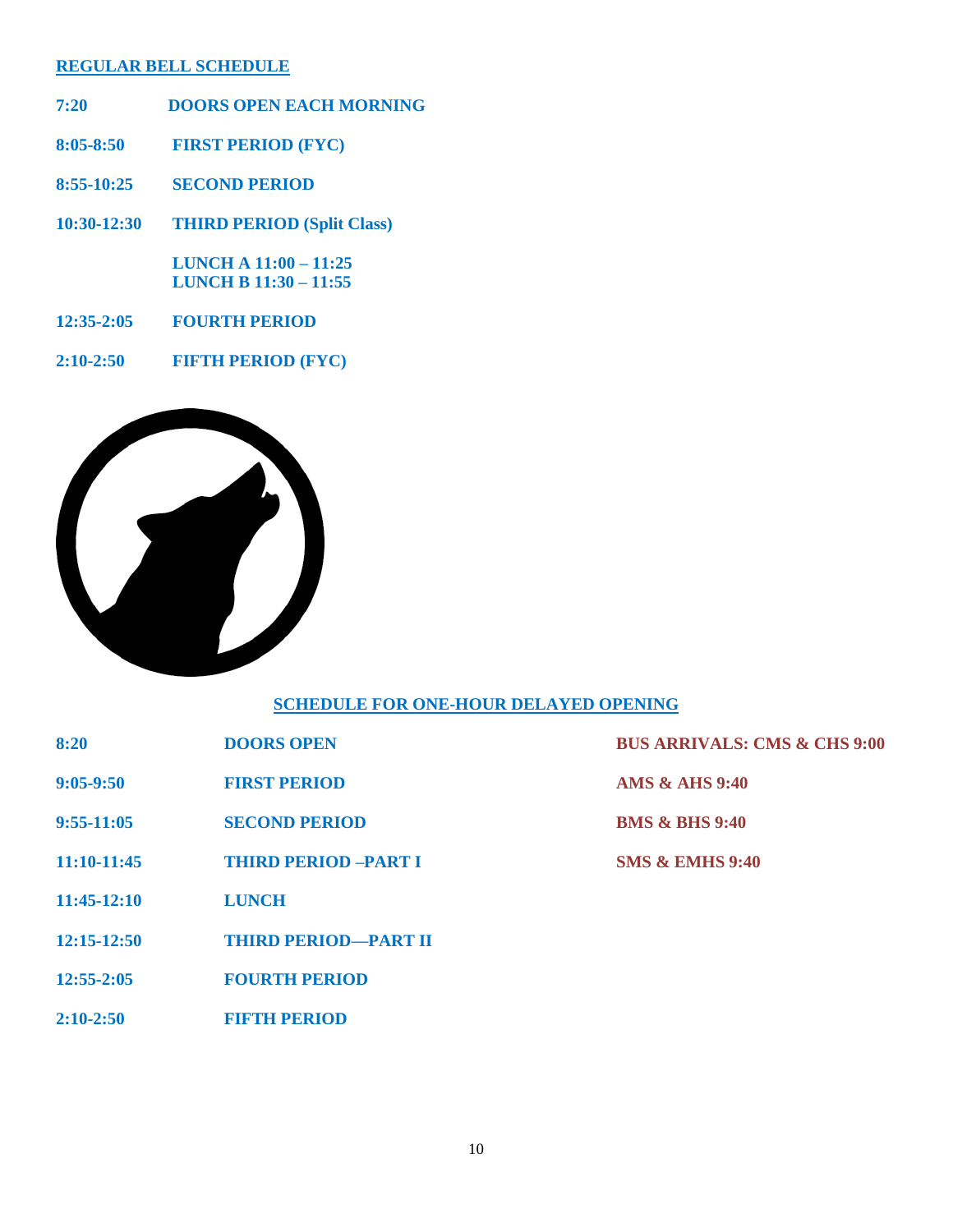## REGULAR BELL SCHEDULE

| | |
|---|---|
| 7:20 | DOORS OPEN EACH MORNING |
| 8:05-8:50 | FIRST PERIOD (FYC) |
| 8:55-10:25 | SECOND PERIOD |
| 10:30-12:30 | THIRD PERIOD (Split Class) |
| | LUNCH A 11:00 – 11:25<br>LUNCH B 11:30 – 11:55 |
| 12:35-2:05 | FOURTH PERIOD |
| 2:10-2:50 | FIFTH PERIOD (FYC) |

## SCHEDULE FOR ONE-HOUR DELAYED OPENING

| | | |
|---|---|---|
| 8:20 | DOORS OPEN | BUS ARRIVALS: CMS & CHS 9:00 |
| 9:05-9:50 | FIRST PERIOD | AMS & AHS 9:40 |
| 9:55-11:05 | SECOND PERIOD | BMS & BHS 9:40 |
| 11:10-11:45 | THIRD PERIOD –PART I | SMS & EMHS 9:40 |
| 11:45-12:10 | LUNCH | |
| 12:15-12:50 | THIRD PERIOD—PART II | |
| 12:55-2:05 | FOURTH PERIOD | |
| 2:10-2:50 | FIFTH PERIOD | |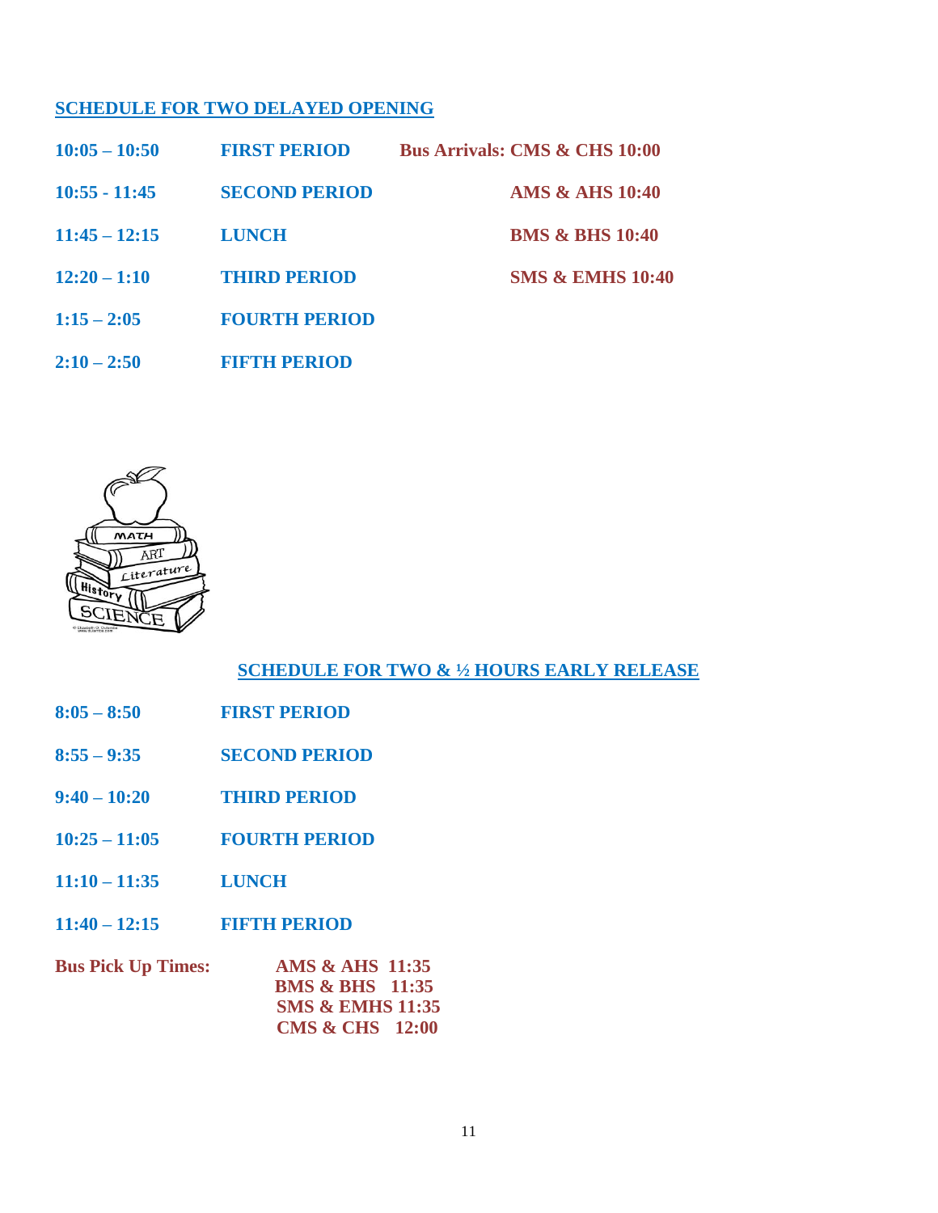## SCHEDULE FOR TWO DELAYED OPENING

| | | |
|---|---|---|
| **10:05 – 10:50** | **FIRST PERIOD** | **Bus Arrivals: CMS & CHS 10:00** |
| **10:55 - 11:45** | **SECOND PERIOD** | **AMS & AHS 10:40** |
| **11:45 – 12:15** | **LUNCH** | **BMS & BHS 10:40** |
| **12:20 – 1:10** | **THIRD PERIOD** | **SMS & EMHS 10:40** |
| **1:15 – 2:05** | **FOURTH PERIOD** | |
| **2:10 – 2:50** | **FIFTH PERIOD** | |

## SCHEDULE FOR TWO & ½ HOURS EARLY RELEASE

| | |
|---|---|
| **8:05 – 8:50** | **FIRST PERIOD** |
| **8:55 – 9:35** | **SECOND PERIOD** |
| **9:40 – 10:20** | **THIRD PERIOD** |
| **10:25 – 11:05** | **FOURTH PERIOD** |
| **11:10 – 11:35** | **LUNCH** |
| **11:40 – 12:15** | **FIFTH PERIOD** |

**Bus Pick Up Times:**
**AMS & AHS 11:35**
**BMS & BHS 11:35**
**SMS & EMHS 11:35**
**CMS & CHS 12:00**